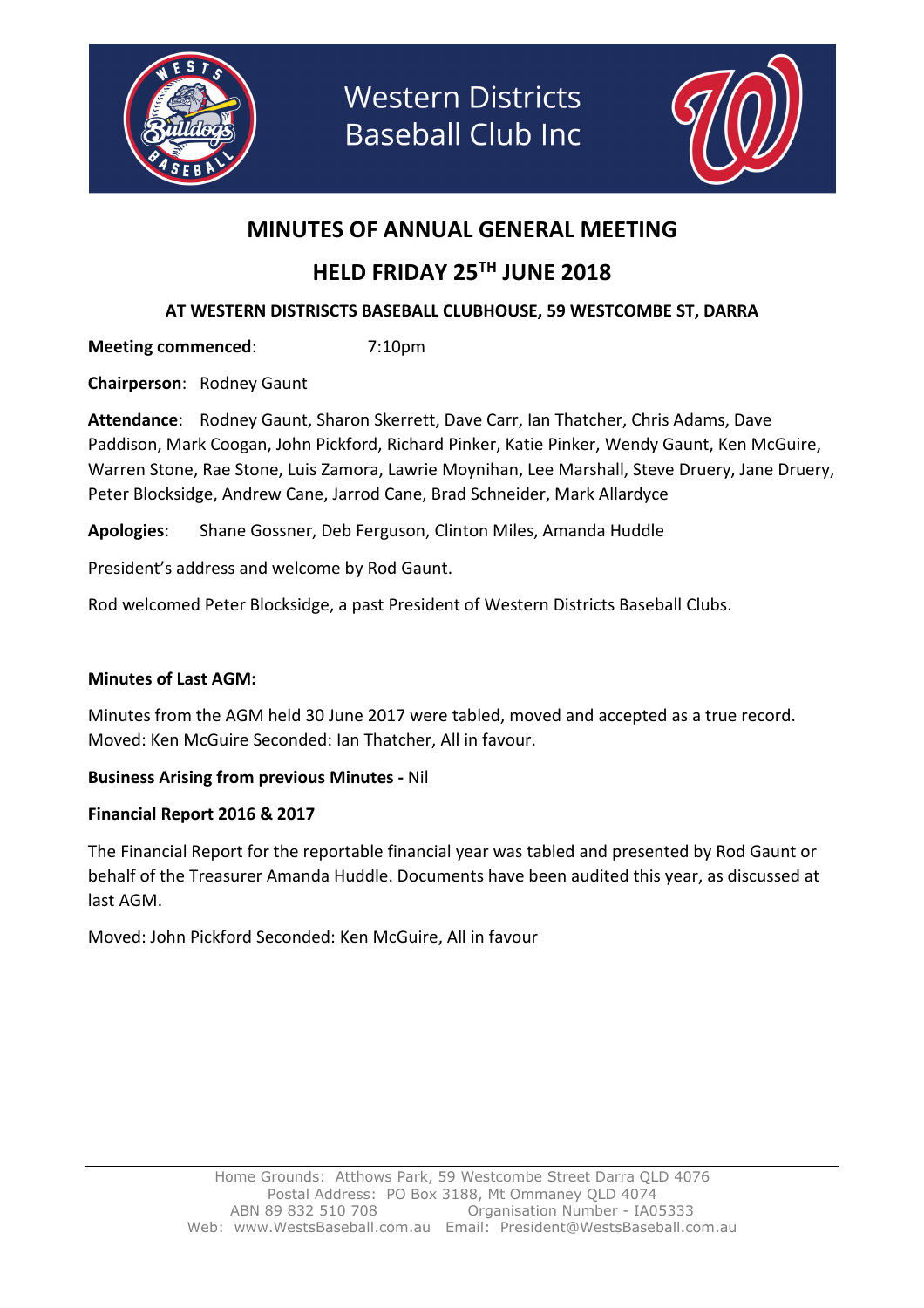Western Districts Baseball Club Inc

# MINUTES OF ANNUAL GENERAL MEETING

## HELD FRIDAY 25TH JUNE 2018

### AT WESTERN DISTRISCTS BASEBALL CLUBHOUSE, 59 WESTCOMBE ST, DARRA

**Meeting commenced**: 7:10pm

**Chairperson**: Rodney Gaunt

**Attendance**: Rodney Gaunt, Sharon Skerrett, Dave Carr, Ian Thatcher, Chris Adams, Dave Paddison, Mark Coogan, John Pickford, Richard Pinker, Katie Pinker, Wendy Gaunt, Ken McGuire, Warren Stone, Rae Stone, Luis Zamora, Lawrie Moynihan, Lee Marshall, Steve Druery, Jane Druery, Peter Blocksidge, Andrew Cane, Jarrod Cane, Brad Schneider, Mark Allardyce

**Apologies**: Shane Gossner, Deb Ferguson, Clinton Miles, Amanda Huddle

President's address and welcome by Rod Gaunt.

Rod welcomed Peter Blocksidge, a past President of Western Districts Baseball Clubs.

**Minutes of Last AGM:**

Minutes from the AGM held 30 June 2017 were tabled, moved and accepted as a true record. Moved: Ken McGuire Seconded: Ian Thatcher, All in favour.

**Business Arising from previous Minutes -** Nil

**Financial Report 2016 & 2017**

The Financial Report for the reportable financial year was tabled and presented by Rod Gaunt or behalf of the Treasurer Amanda Huddle. Documents have been audited this year, as discussed at last AGM.

Moved: John Pickford Seconded: Ken McGuire, All in favour

Home Grounds: Atthows Park, 59 Westcombe Street Darra QLD 4076
Postal Address: PO Box 3188, Mt Ommaney QLD 4074
ABN 89 832 510 708 Organisation Number - IA05333
Web: www.WestsBaseball.com.au Email: President@WestsBaseball.com.au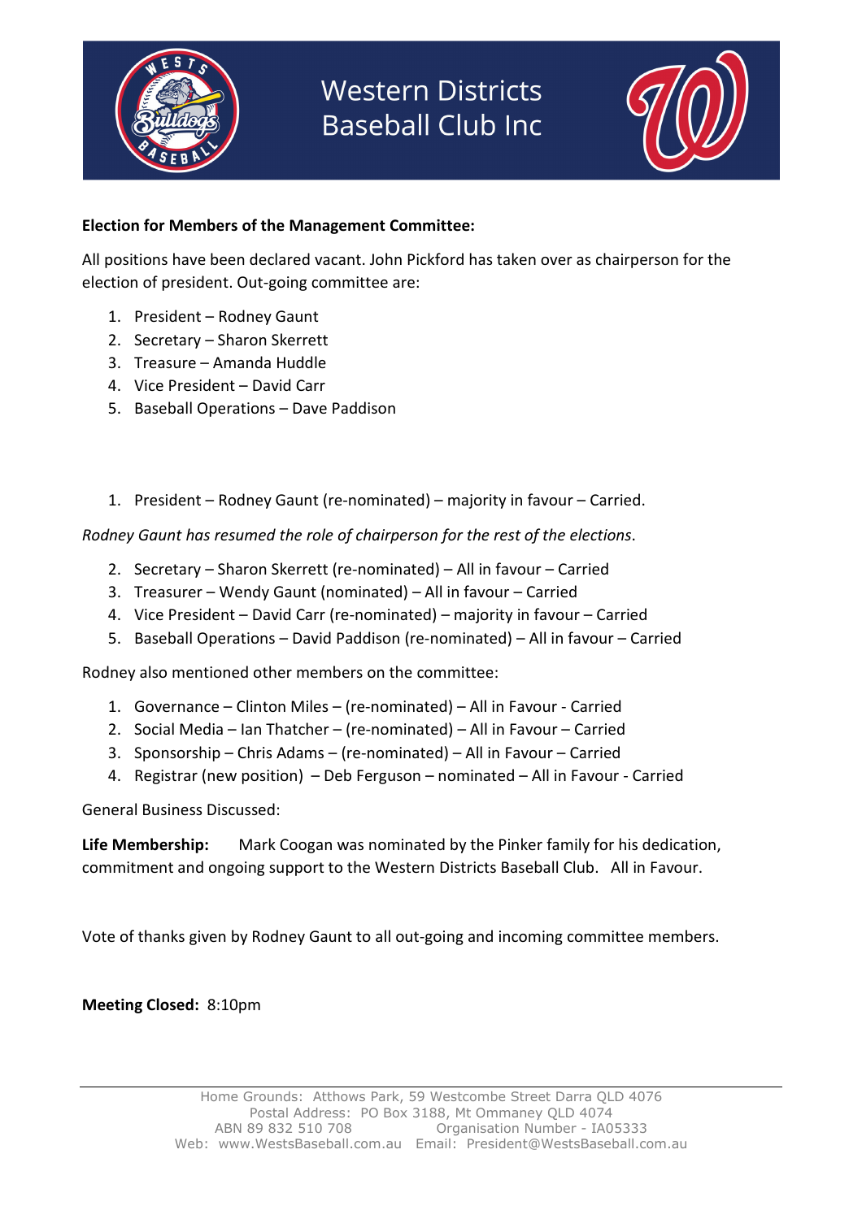**Election for Members of the Management Committee:**

All positions have been declared vacant. John Pickford has taken over as chairperson for the election of president. Out-going committee are:

1. President – Rodney Gaunt
2. Secretary – Sharon Skerrett
3. Treasure – Amanda Huddle
4. Vice President – David Carr
5. Baseball Operations – Dave Paddison

1. President – Rodney Gaunt (re-nominated) – majority in favour – Carried.

*Rodney Gaunt has resumed the role of chairperson for the rest of the elections.*

2. Secretary – Sharon Skerrett (re-nominated) – All in favour – Carried
3. Treasurer – Wendy Gaunt (nominated) – All in favour – Carried
4. Vice President – David Carr (re-nominated) – majority in favour – Carried
5. Baseball Operations – David Paddison (re-nominated) – All in favour – Carried

Rodney also mentioned other members on the committee:

1. Governance – Clinton Miles – (re-nominated) – All in Favour - Carried
2. Social Media – Ian Thatcher – (re-nominated) – All in Favour – Carried
3. Sponsorship – Chris Adams – (re-nominated) – All in Favour – Carried
4. Registrar (new position) – Deb Ferguson – nominated – All in Favour - Carried

General Business Discussed:

**Life Membership:** Mark Coogan was nominated by the Pinker family for his dedication, commitment and ongoing support to the Western Districts Baseball Club. All in Favour.

Vote of thanks given by Rodney Gaunt to all out-going and incoming committee members.

**Meeting Closed:** 8:10pm